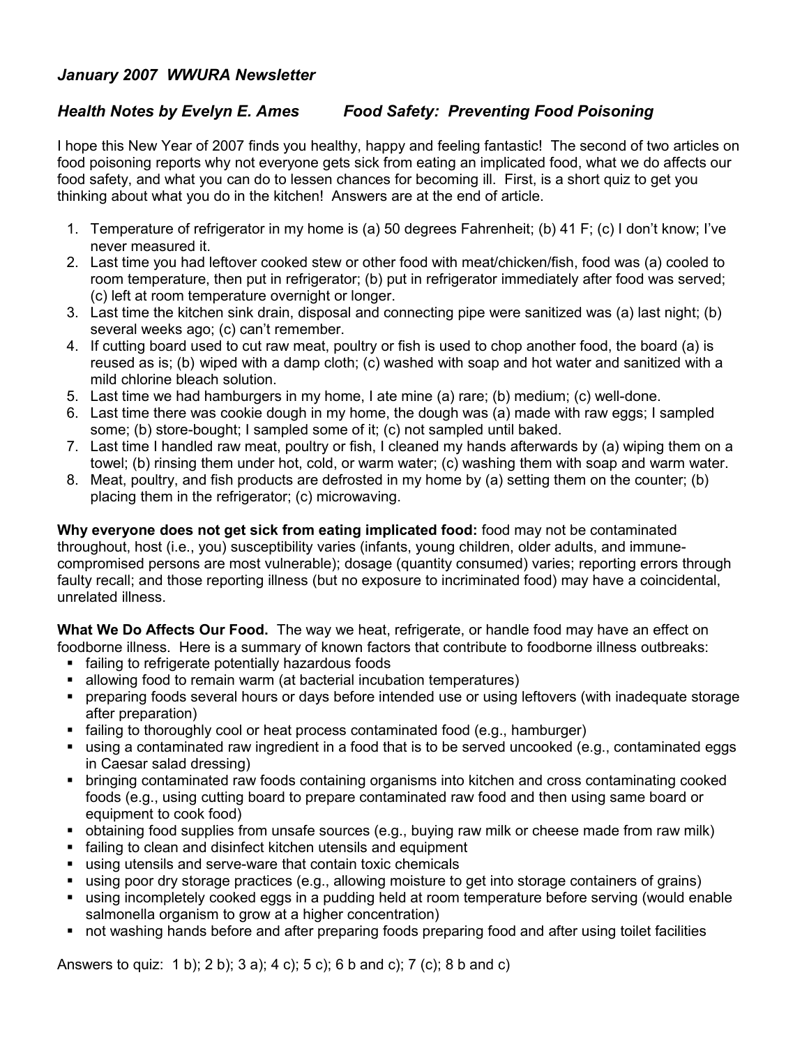*January 2007 WWURA Newsletter*

*Health Notes by Evelyn E. Ames Food Safety: Preventing Food Poisoning*

I hope this New Year of 2007 finds you healthy, happy and feeling fantastic! The second of two articles on food poisoning reports why not everyone gets sick from eating an implicated food, what we do affects our food safety, and what you can do to lessen chances for becoming ill. First, is a short quiz to get you thinking about what you do in the kitchen! Answers are at the end of article.

1. Temperature of refrigerator in my home is (a) 50 degrees Fahrenheit; (b) 41 F; (c) I don't know; I've never measured it.
2. Last time you had leftover cooked stew or other food with meat/chicken/fish, food was (a) cooled to room temperature, then put in refrigerator; (b) put in refrigerator immediately after food was served; (c) left at room temperature overnight or longer.
3. Last time the kitchen sink drain, disposal and connecting pipe were sanitized was (a) last night; (b) several weeks ago; (c) can't remember.
4. If cutting board used to cut raw meat, poultry or fish is used to chop another food, the board (a) is reused as is; (b) wiped with a damp cloth; (c) washed with soap and hot water and sanitized with a mild chlorine bleach solution.
5. Last time we had hamburgers in my home, I ate mine (a) rare; (b) medium; (c) well-done.
6. Last time there was cookie dough in my home, the dough was (a) made with raw eggs; I sampled some; (b) store-bought; I sampled some of it; (c) not sampled until baked.
7. Last time I handled raw meat, poultry or fish, I cleaned my hands afterwards by (a) wiping them on a towel; (b) rinsing them under hot, cold, or warm water; (c) washing them with soap and warm water.
8. Meat, poultry, and fish products are defrosted in my home by (a) setting them on the counter; (b) placing them in the refrigerator; (c) microwaving.

**Why everyone does not get sick from eating implicated food:** food may not be contaminated throughout, host (i.e., you) susceptibility varies (infants, young children, older adults, and immune-compromised persons are most vulnerable); dosage (quantity consumed) varies; reporting errors through faulty recall; and those reporting illness (but no exposure to incriminated food) may have a coincidental, unrelated illness.

**What We Do Affects Our Food.** The way we heat, refrigerate, or handle food may have an effect on foodborne illness. Here is a summary of known factors that contribute to foodborne illness outbreaks:

- failing to refrigerate potentially hazardous foods
- allowing food to remain warm (at bacterial incubation temperatures)
- preparing foods several hours or days before intended use or using leftovers (with inadequate storage after preparation)
- failing to thoroughly cool or heat process contaminated food (e.g., hamburger)
- using a contaminated raw ingredient in a food that is to be served uncooked (e.g., contaminated eggs in Caesar salad dressing)
- bringing contaminated raw foods containing organisms into kitchen and cross contaminating cooked foods (e.g., using cutting board to prepare contaminated raw food and then using same board or equipment to cook food)
- obtaining food supplies from unsafe sources (e.g., buying raw milk or cheese made from raw milk)
- failing to clean and disinfect kitchen utensils and equipment
- using utensils and serve-ware that contain toxic chemicals
- using poor dry storage practices (e.g., allowing moisture to get into storage containers of grains)
- using incompletely cooked eggs in a pudding held at room temperature before serving (would enable salmonella organism to grow at a higher concentration)
- not washing hands before and after preparing foods preparing food and after using toilet facilities

Answers to quiz: 1 b); 2 b); 3 a); 4 c); 5 c); 6 b and c); 7 (c); 8 b and c)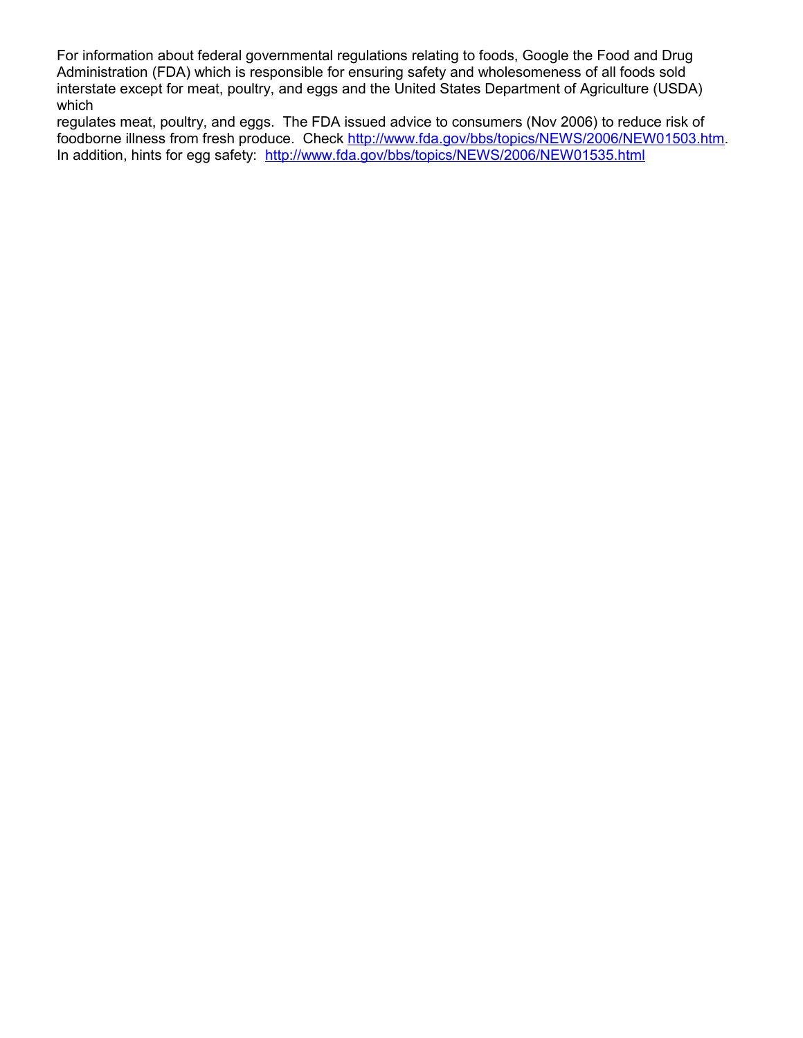For information about federal governmental regulations relating to foods, Google the Food and Drug Administration (FDA) which is responsible for ensuring safety and wholesomeness of all foods sold interstate except for meat, poultry, and eggs and the United States Department of Agriculture (USDA) which regulates meat, poultry, and eggs. The FDA issued advice to consumers (Nov 2006) to reduce risk of foodborne illness from fresh produce. Check http://www.fda.gov/bbs/topics/NEWS/2006/NEW01503.htm. In addition, hints for egg safety: http://www.fda.gov/bbs/topics/NEWS/2006/NEW01535.html